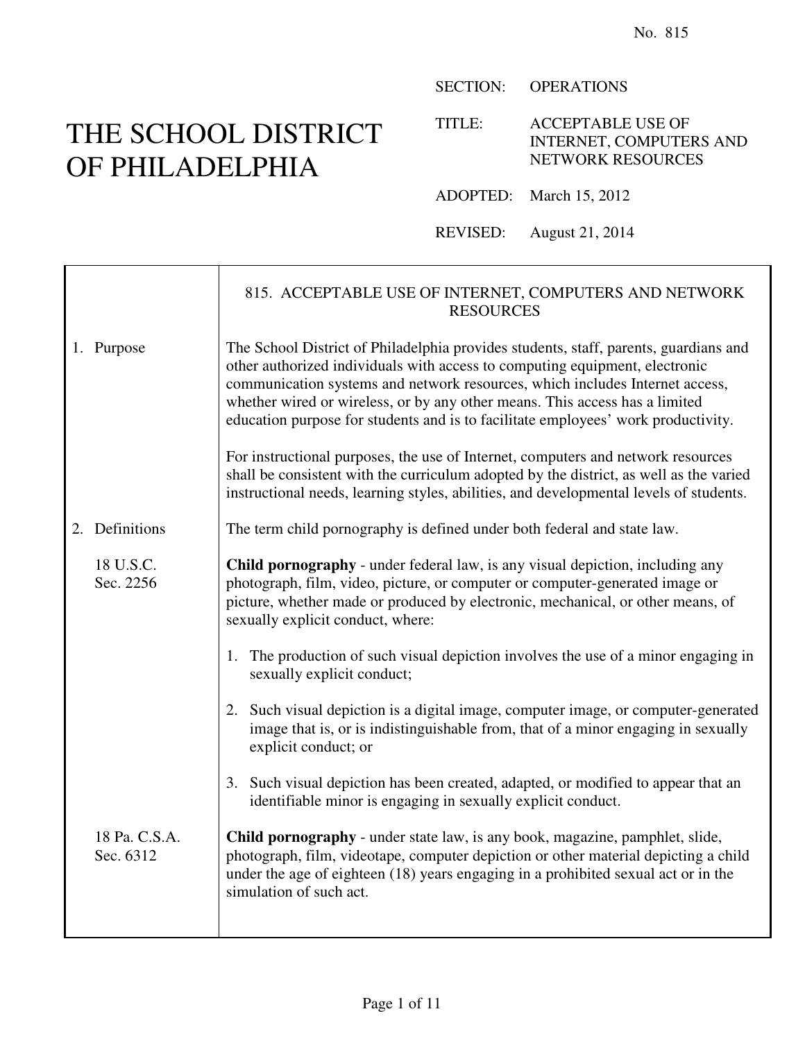No. 815

# THE SCHOOL DISTRICT OF PHILADELPHIA

SECTION: OPERATIONS

TITLE: ACCEPTABLE USE OF INTERNET, COMPUTERS AND NETWORK RESOURCES

ADOPTED: March 15, 2012

REVISED: August 21, 2014

## 815. ACCEPTABLE USE OF INTERNET, COMPUTERS AND NETWORK RESOURCES

### 1. Purpose

The School District of Philadelphia provides students, staff, parents, guardians and other authorized individuals with access to computing equipment, electronic communication systems and network resources, which includes Internet access, whether wired or wireless, or by any other means. This access has a limited education purpose for students and is to facilitate employees' work productivity.

For instructional purposes, the use of Internet, computers and network resources shall be consistent with the curriculum adopted by the district, as well as the varied instructional needs, learning styles, abilities, and developmental levels of students.

### 2. Definitions

The term child pornography is defined under both federal and state law.

18 U.S.C. Sec. 2256

**Child pornography** - under federal law, is any visual depiction, including any photograph, film, video, picture, or computer or computer-generated image or picture, whether made or produced by electronic, mechanical, or other means, of sexually explicit conduct, where:

1. The production of such visual depiction involves the use of a minor engaging in sexually explicit conduct;
2. Such visual depiction is a digital image, computer image, or computer-generated image that is, or is indistinguishable from, that of a minor engaging in sexually explicit conduct; or
3. Such visual depiction has been created, adapted, or modified to appear that an identifiable minor is engaging in sexually explicit conduct.

18 Pa. C.S.A. Sec. 6312

**Child pornography** - under state law, is any book, magazine, pamphlet, slide, photograph, film, videotape, computer depiction or other material depicting a child under the age of eighteen (18) years engaging in a prohibited sexual act or in the simulation of such act.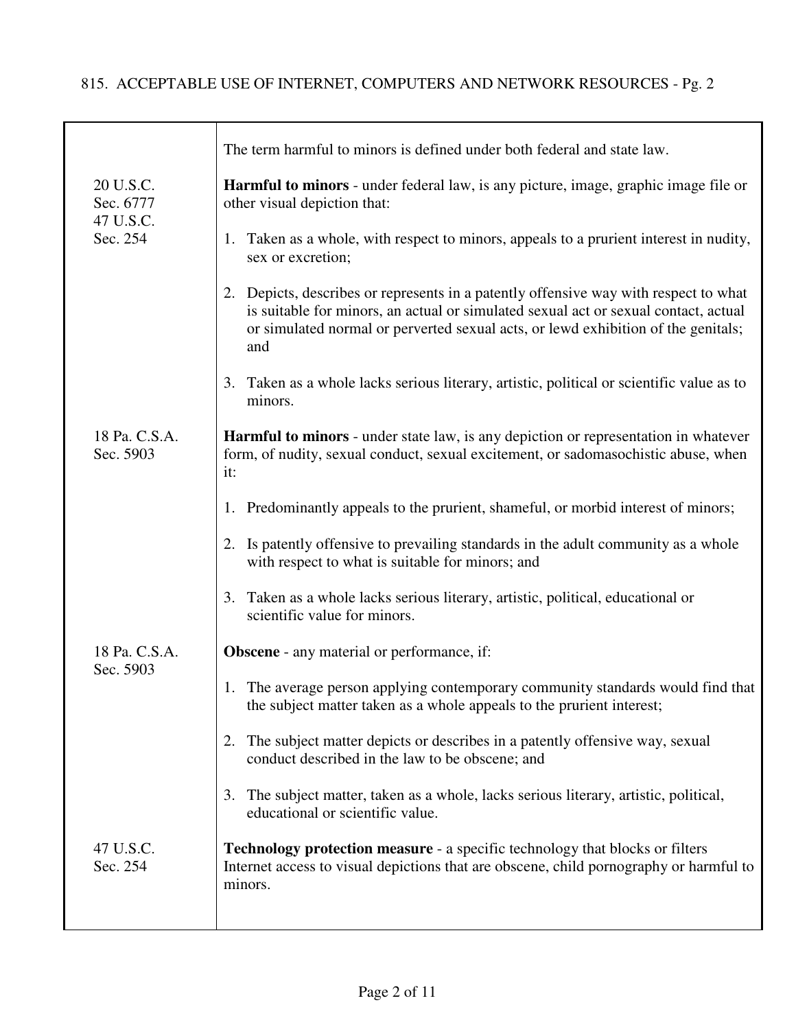| | |
|---|---|
| | The term harmful to minors is defined under both federal and state law. |
| 20 U.S.C. Sec. 6777<br>47 U.S.C. Sec. 254 | **Harmful to minors** - under federal law, is any picture, image, graphic image file or other visual depiction that:<br><br>1. Taken as a whole, with respect to minors, appeals to a prurient interest in nudity, sex or excretion;<br><br>2. Depicts, describes or represents in a patently offensive way with respect to what is suitable for minors, an actual or simulated sexual act or sexual contact, actual or simulated normal or perverted sexual acts, or lewd exhibition of the genitals; and<br><br>3. Taken as a whole lacks serious literary, artistic, political or scientific value as to minors. |
| 18 Pa. C.S.A. Sec. 5903 | **Harmful to minors** - under state law, is any depiction or representation in whatever form, of nudity, sexual conduct, sexual excitement, or sadomasochistic abuse, when it:<br><br>1. Predominantly appeals to the prurient, shameful, or morbid interest of minors;<br><br>2. Is patently offensive to prevailing standards in the adult community as a whole with respect to what is suitable for minors; and<br><br>3. Taken as a whole lacks serious literary, artistic, political, educational or scientific value for minors. |
| 18 Pa. C.S.A. Sec. 5903 | **Obscene** - any material or performance, if:<br><br>1. The average person applying contemporary community standards would find that the subject matter taken as a whole appeals to the prurient interest;<br><br>2. The subject matter depicts or describes in a patently offensive way, sexual conduct described in the law to be obscene; and<br><br>3. The subject matter, taken as a whole, lacks serious literary, artistic, political, educational or scientific value. |
| 47 U.S.C. Sec. 254 | **Technology protection measure** - a specific technology that blocks or filters Internet access to visual depictions that are obscene, child pornography or harmful to minors. |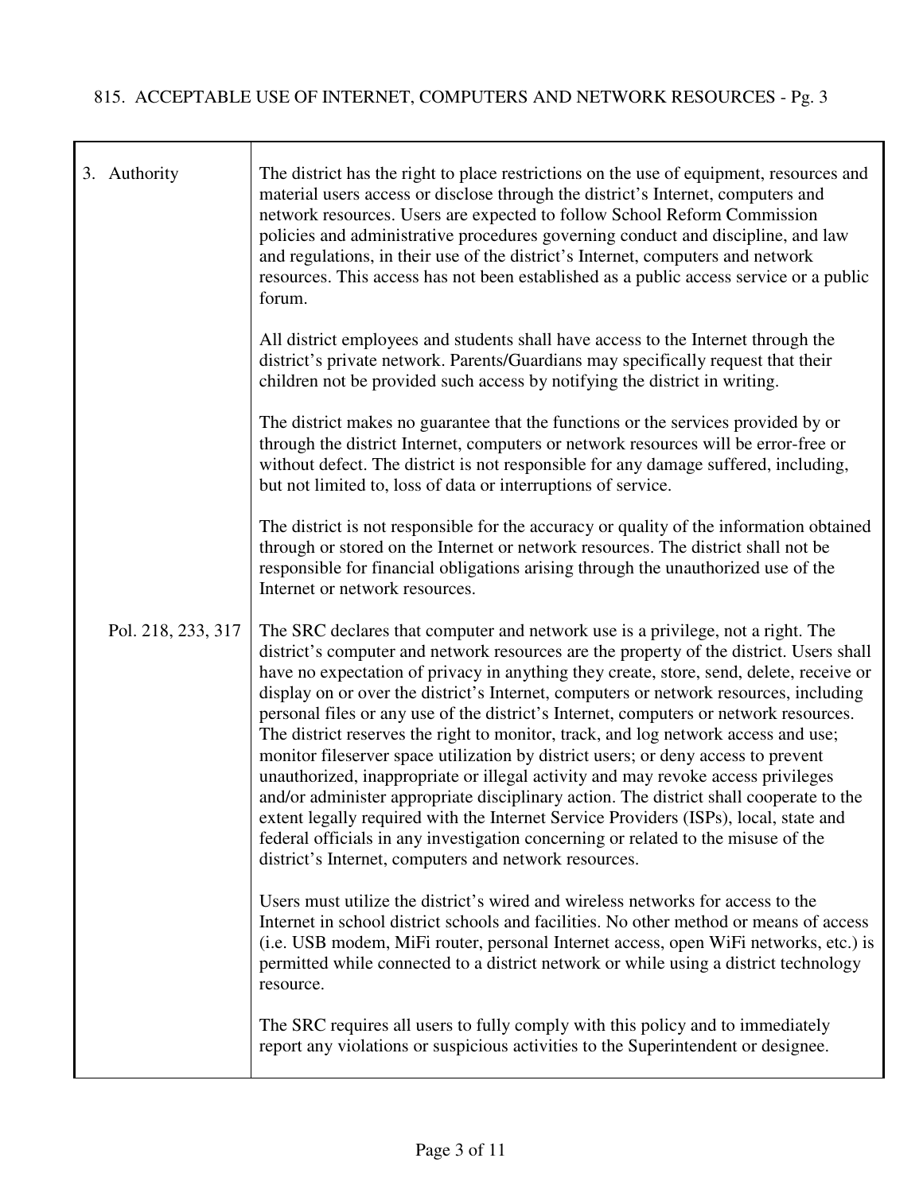## 3. Authority

The district has the right to place restrictions on the use of equipment, resources and material users access or disclose through the district's Internet, computers and network resources. Users are expected to follow School Reform Commission policies and administrative procedures governing conduct and discipline, and law and regulations, in their use of the district's Internet, computers and network resources. This access has not been established as a public access service or a public forum.

All district employees and students shall have access to the Internet through the district's private network. Parents/Guardians may specifically request that their children not be provided such access by notifying the district in writing.

The district makes no guarantee that the functions or the services provided by or through the district Internet, computers or network resources will be error-free or without defect. The district is not responsible for any damage suffered, including, but not limited to, loss of data or interruptions of service.

The district is not responsible for the accuracy or quality of the information obtained through or stored on the Internet or network resources. The district shall not be responsible for financial obligations arising through the unauthorized use of the Internet or network resources.

*Pol. 218, 233, 317*

The SRC declares that computer and network use is a privilege, not a right. The district's computer and network resources are the property of the district. Users shall have no expectation of privacy in anything they create, store, send, delete, receive or display on or over the district's Internet, computers or network resources, including personal files or any use of the district's Internet, computers or network resources. The district reserves the right to monitor, track, and log network access and use; monitor fileserver space utilization by district users; or deny access to prevent unauthorized, inappropriate or illegal activity and may revoke access privileges and/or administer appropriate disciplinary action. The district shall cooperate to the extent legally required with the Internet Service Providers (ISPs), local, state and federal officials in any investigation concerning or related to the misuse of the district's Internet, computers and network resources.

Users must utilize the district's wired and wireless networks for access to the Internet in school district schools and facilities. No other method or means of access (i.e. USB modem, MiFi router, personal Internet access, open WiFi networks, etc.) is permitted while connected to a district network or while using a district technology resource.

The SRC requires all users to fully comply with this policy and to immediately report any violations or suspicious activities to the Superintendent or designee.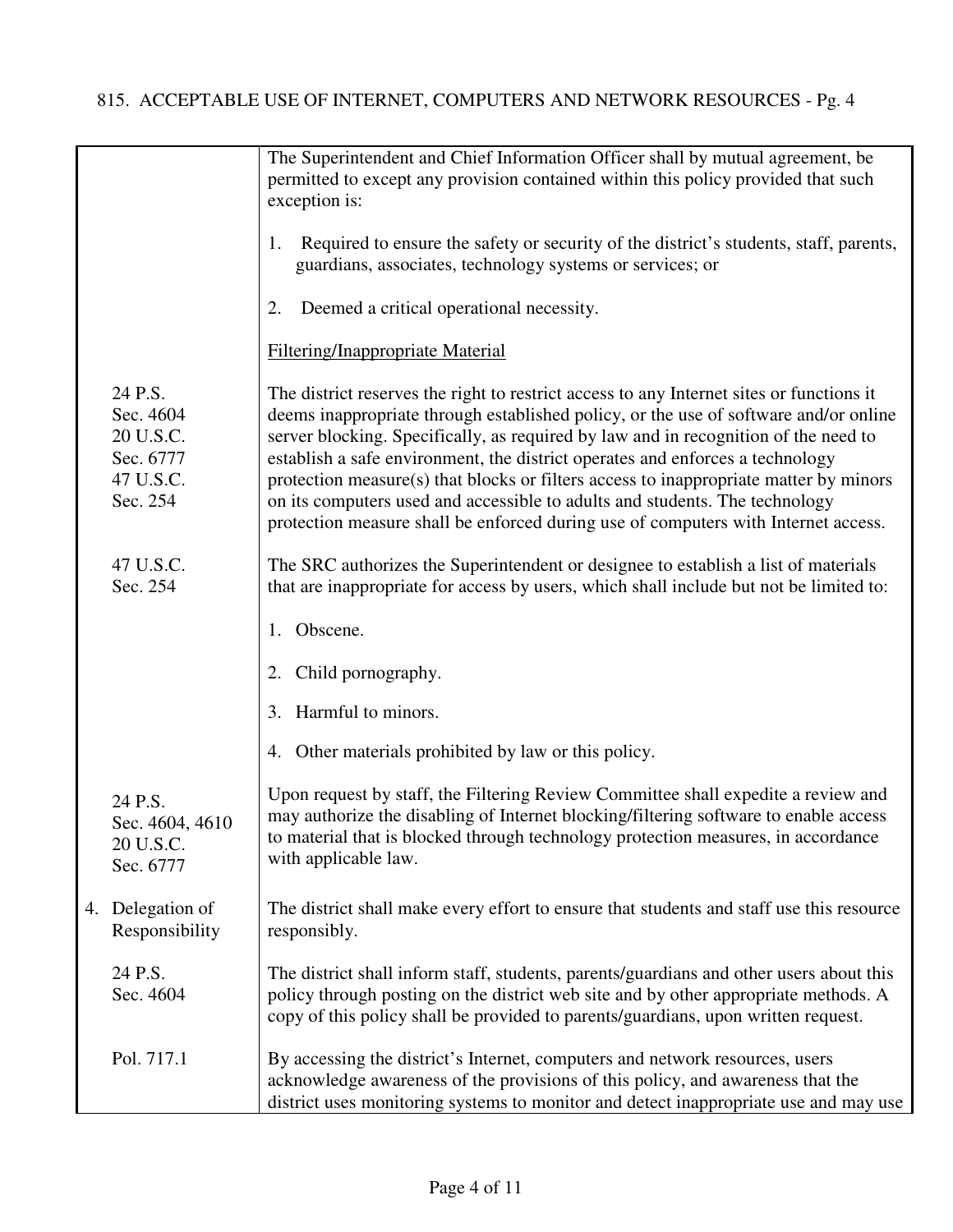The Superintendent and Chief Information Officer shall by mutual agreement, be permitted to except any provision contained within this policy provided that such exception is:

1. Required to ensure the safety or security of the district's students, staff, parents, guardians, associates, technology systems or services; or

2. Deemed a critical operational necessity.

Filtering/Inappropriate Material

24 P.S. Sec. 4604
20 U.S.C. Sec. 6777
47 U.S.C. Sec. 254

The district reserves the right to restrict access to any Internet sites or functions it deems inappropriate through established policy, or the use of software and/or online server blocking. Specifically, as required by law and in recognition of the need to establish a safe environment, the district operates and enforces a technology protection measure(s) that blocks or filters access to inappropriate matter by minors on its computers used and accessible to adults and students. The technology protection measure shall be enforced during use of computers with Internet access.

47 U.S.C. Sec. 254

The SRC authorizes the Superintendent or designee to establish a list of materials that are inappropriate for access by users, which shall include but not be limited to:

1. Obscene.

2. Child pornography.

3. Harmful to minors.

4. Other materials prohibited by law or this policy.

24 P.S. Sec. 4604, 4610
20 U.S.C. Sec. 6777

Upon request by staff, the Filtering Review Committee shall expedite a review and may authorize the disabling of Internet blocking/filtering software to enable access to material that is blocked through technology protection measures, in accordance with applicable law.

## 4. Delegation of Responsibility

The district shall make every effort to ensure that students and staff use this resource responsibly.

24 P.S. Sec. 4604

The district shall inform staff, students, parents/guardians and other users about this policy through posting on the district web site and by other appropriate methods. A copy of this policy shall be provided to parents/guardians, upon written request.

Pol. 717.1

By accessing the district's Internet, computers and network resources, users acknowledge awareness of the provisions of this policy, and awareness that the district uses monitoring systems to monitor and detect inappropriate use and may use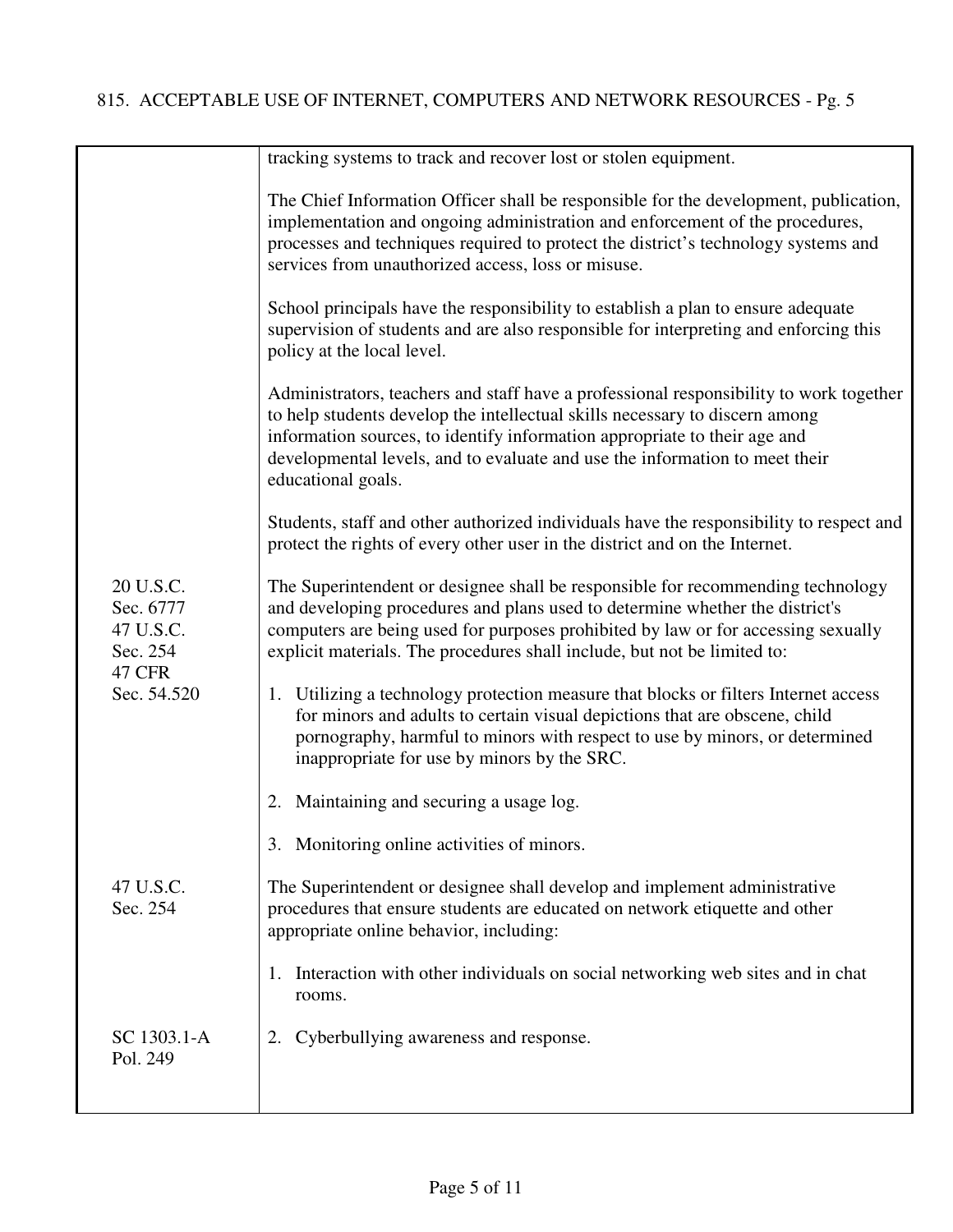| | |
|---|---|
| | tracking systems to track and recover lost or stolen equipment. |
| | The Chief Information Officer shall be responsible for the development, publication, implementation and ongoing administration and enforcement of the procedures, processes and techniques required to protect the district's technology systems and services from unauthorized access, loss or misuse. |
| | School principals have the responsibility to establish a plan to ensure adequate supervision of students and are also responsible for interpreting and enforcing this policy at the local level. |
| | Administrators, teachers and staff have a professional responsibility to work together to help students develop the intellectual skills necessary to discern among information sources, to identify information appropriate to their age and developmental levels, and to evaluate and use the information to meet their educational goals. |
| | Students, staff and other authorized individuals have the responsibility to respect and protect the rights of every other user in the district and on the Internet. |
| 20 U.S.C. Sec. 6777<br>47 U.S.C. Sec. 254<br>47 CFR Sec. 54.520 | The Superintendent or designee shall be responsible for recommending technology and developing procedures and plans used to determine whether the district's computers are being used for purposes prohibited by law or for accessing sexually explicit materials. The procedures shall include, but not be limited to:<br><br>1. Utilizing a technology protection measure that blocks or filters Internet access for minors and adults to certain visual depictions that are obscene, child pornography, harmful to minors with respect to use by minors, or determined inappropriate for use by minors by the SRC.<br><br>2. Maintaining and securing a usage log.<br><br>3. Monitoring online activities of minors. |
| 47 U.S.C. Sec. 254 | The Superintendent or designee shall develop and implement administrative procedures that ensure students are educated on network etiquette and other appropriate online behavior, including:<br><br>1. Interaction with other individuals on social networking web sites and in chat rooms. |
| SC 1303.1-A<br>Pol. 249 | 2. Cyberbullying awareness and response. |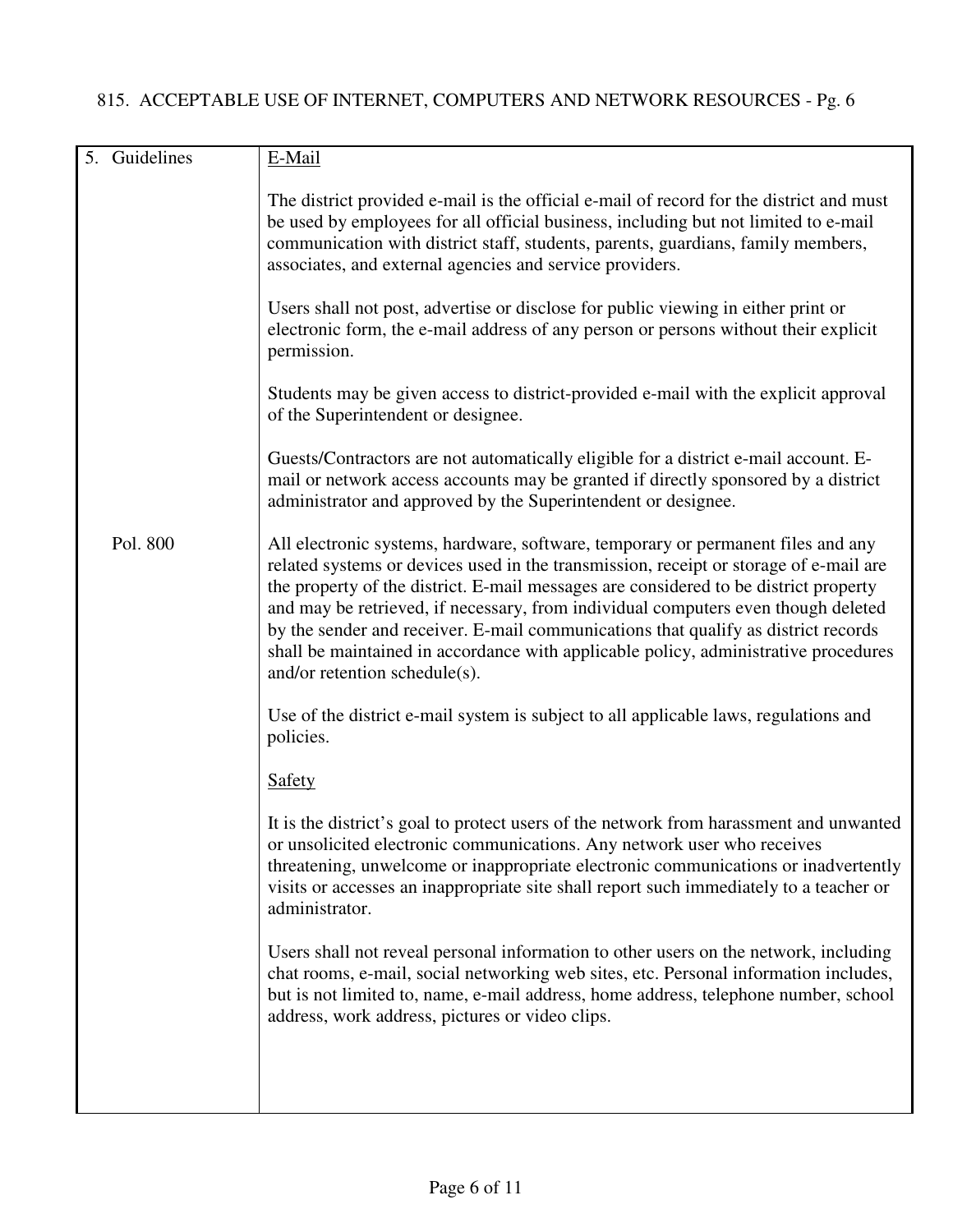| | |
|---|---|
| 5. Guidelines | <u>E-Mail</u><br><br>The district provided e-mail is the official e-mail of record for the district and must be used by employees for all official business, including but not limited to e-mail communication with district staff, students, parents, guardians, family members, associates, and external agencies and service providers.<br><br>Users shall not post, advertise or disclose for public viewing in either print or electronic form, the e-mail address of any person or persons without their explicit permission.<br><br>Students may be given access to district-provided e-mail with the explicit approval of the Superintendent or designee.<br><br>Guests/Contractors are not automatically eligible for a district e-mail account. E-mail or network access accounts may be granted if directly sponsored by a district administrator and approved by the Superintendent or designee. |
| Pol. 800 | All electronic systems, hardware, software, temporary or permanent files and any related systems or devices used in the transmission, receipt or storage of e-mail are the property of the district. E-mail messages are considered to be district property and may be retrieved, if necessary, from individual computers even though deleted by the sender and receiver. E-mail communications that qualify as district records shall be maintained in accordance with applicable policy, administrative procedures and/or retention schedule(s).<br><br>Use of the district e-mail system is subject to all applicable laws, regulations and policies.<br><br><u>Safety</u><br><br>It is the district's goal to protect users of the network from harassment and unwanted or unsolicited electronic communications. Any network user who receives threatening, unwelcome or inappropriate electronic communications or inadvertently visits or accesses an inappropriate site shall report such immediately to a teacher or administrator.<br><br>Users shall not reveal personal information to other users on the network, including chat rooms, e-mail, social networking web sites, etc. Personal information includes, but is not limited to, name, e-mail address, home address, telephone number, school address, work address, pictures or video clips. |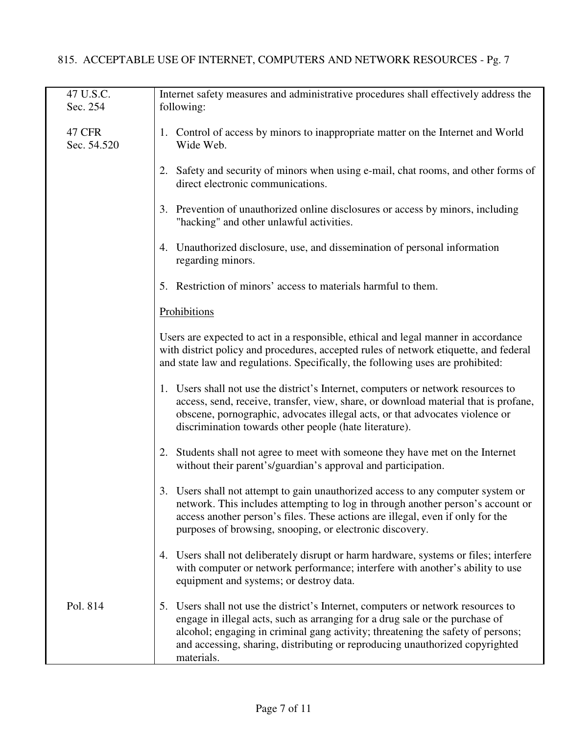| | |
|---|---|
| 47 U.S.C. Sec. 254<br><br>47 CFR Sec. 54.520 | Internet safety measures and administrative procedures shall effectively address the following:<br><br>1. Control of access by minors to inappropriate matter on the Internet and World Wide Web.<br><br>2. Safety and security of minors when using e-mail, chat rooms, and other forms of direct electronic communications.<br><br>3. Prevention of unauthorized online disclosures or access by minors, including "hacking" and other unlawful activities.<br><br>4. Unauthorized disclosure, use, and dissemination of personal information regarding minors.<br><br>5. Restriction of minors' access to materials harmful to them.<br><br><u>Prohibitions</u><br><br>Users are expected to act in a responsible, ethical and legal manner in accordance with district policy and procedures, accepted rules of network etiquette, and federal and state law and regulations. Specifically, the following uses are prohibited:<br><br>1. Users shall not use the district's Internet, computers or network resources to access, send, receive, transfer, view, share, or download material that is profane, obscene, pornographic, advocates illegal acts, or that advocates violence or discrimination towards other people (hate literature).<br><br>2. Students shall not agree to meet with someone they have met on the Internet without their parent's/guardian's approval and participation.<br><br>3. Users shall not attempt to gain unauthorized access to any computer system or network. This includes attempting to log in through another person's account or access another person's files. These actions are illegal, even if only for the purposes of browsing, snooping, or electronic discovery.<br><br>4. Users shall not deliberately disrupt or harm hardware, systems or files; interfere with computer or network performance; interfere with another's ability to use equipment and systems; or destroy data. |
| Pol. 814 | 5. Users shall not use the district's Internet, computers or network resources to engage in illegal acts, such as arranging for a drug sale or the purchase of alcohol; engaging in criminal gang activity; threatening the safety of persons; and accessing, sharing, distributing or reproducing unauthorized copyrighted materials. |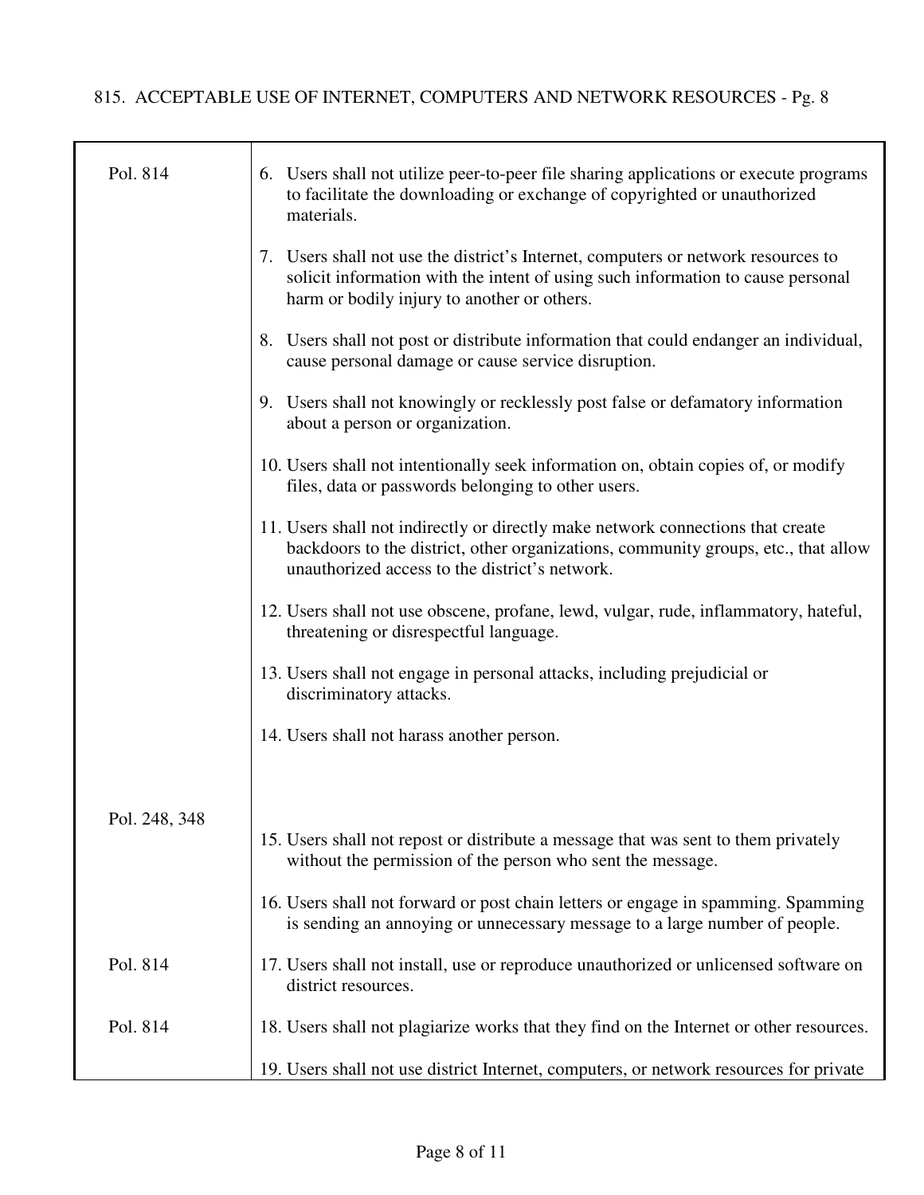| | |
|---|---|
| Pol. 814 | 6. Users shall not utilize peer-to-peer file sharing applications or execute programs to facilitate the downloading or exchange of copyrighted or unauthorized materials. |
| | 7. Users shall not use the district's Internet, computers or network resources to solicit information with the intent of using such information to cause personal harm or bodily injury to another or others. |
| | 8. Users shall not post or distribute information that could endanger an individual, cause personal damage or cause service disruption. |
| | 9. Users shall not knowingly or recklessly post false or defamatory information about a person or organization. |
| | 10. Users shall not intentionally seek information on, obtain copies of, or modify files, data or passwords belonging to other users. |
| | 11. Users shall not indirectly or directly make network connections that create backdoors to the district, other organizations, community groups, etc., that allow unauthorized access to the district's network. |
| | 12. Users shall not use obscene, profane, lewd, vulgar, rude, inflammatory, hateful, threatening or disrespectful language. |
| | 13. Users shall not engage in personal attacks, including prejudicial or discriminatory attacks. |
| | 14. Users shall not harass another person. |
| Pol. 248, 348 | 15. Users shall not repost or distribute a message that was sent to them privately without the permission of the person who sent the message. |
| | 16. Users shall not forward or post chain letters or engage in spamming. Spamming is sending an annoying or unnecessary message to a large number of people. |
| Pol. 814 | 17. Users shall not install, use or reproduce unauthorized or unlicensed software on district resources. |
| Pol. 814 | 18. Users shall not plagiarize works that they find on the Internet or other resources. |
| | 19. Users shall not use district Internet, computers, or network resources for private |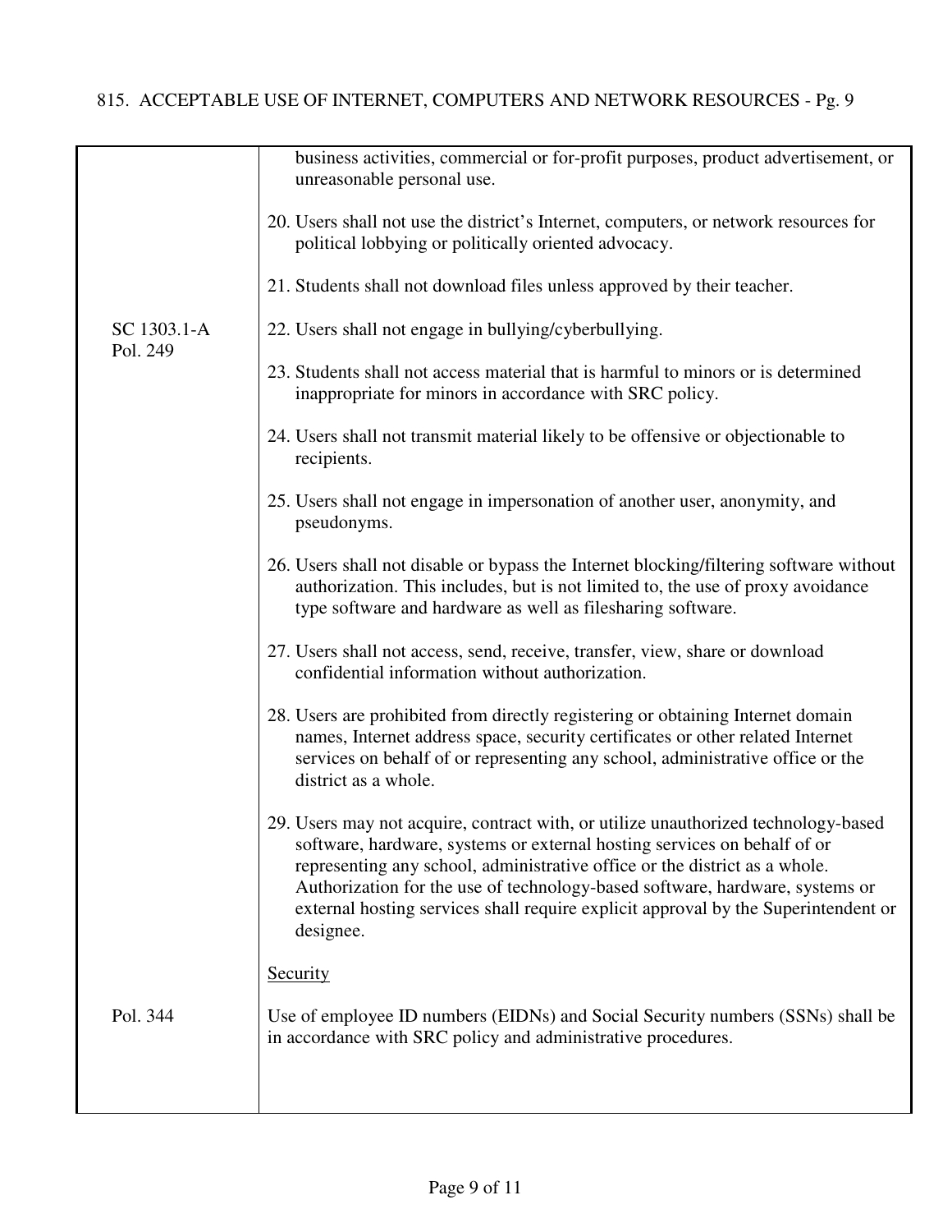business activities, commercial or for-profit purposes, product advertisement, or unreasonable personal use.

20. Users shall not use the district's Internet, computers, or network resources for political lobbying or politically oriented advocacy.

21. Students shall not download files unless approved by their teacher.

SC 1303.1-A
Pol. 249

22. Users shall not engage in bullying/cyberbullying.

23. Students shall not access material that is harmful to minors or is determined inappropriate for minors in accordance with SRC policy.

24. Users shall not transmit material likely to be offensive or objectionable to recipients.

25. Users shall not engage in impersonation of another user, anonymity, and pseudonyms.

26. Users shall not disable or bypass the Internet blocking/filtering software without authorization. This includes, but is not limited to, the use of proxy avoidance type software and hardware as well as filesharing software.

27. Users shall not access, send, receive, transfer, view, share or download confidential information without authorization.

28. Users are prohibited from directly registering or obtaining Internet domain names, Internet address space, security certificates or other related Internet services on behalf of or representing any school, administrative office or the district as a whole.

29. Users may not acquire, contract with, or utilize unauthorized technology-based software, hardware, systems or external hosting services on behalf of or representing any school, administrative office or the district as a whole. Authorization for the use of technology-based software, hardware, systems or external hosting services shall require explicit approval by the Superintendent or designee.

<u>Security</u>

Pol. 344

Use of employee ID numbers (EIDNs) and Social Security numbers (SSNs) shall be in accordance with SRC policy and administrative procedures.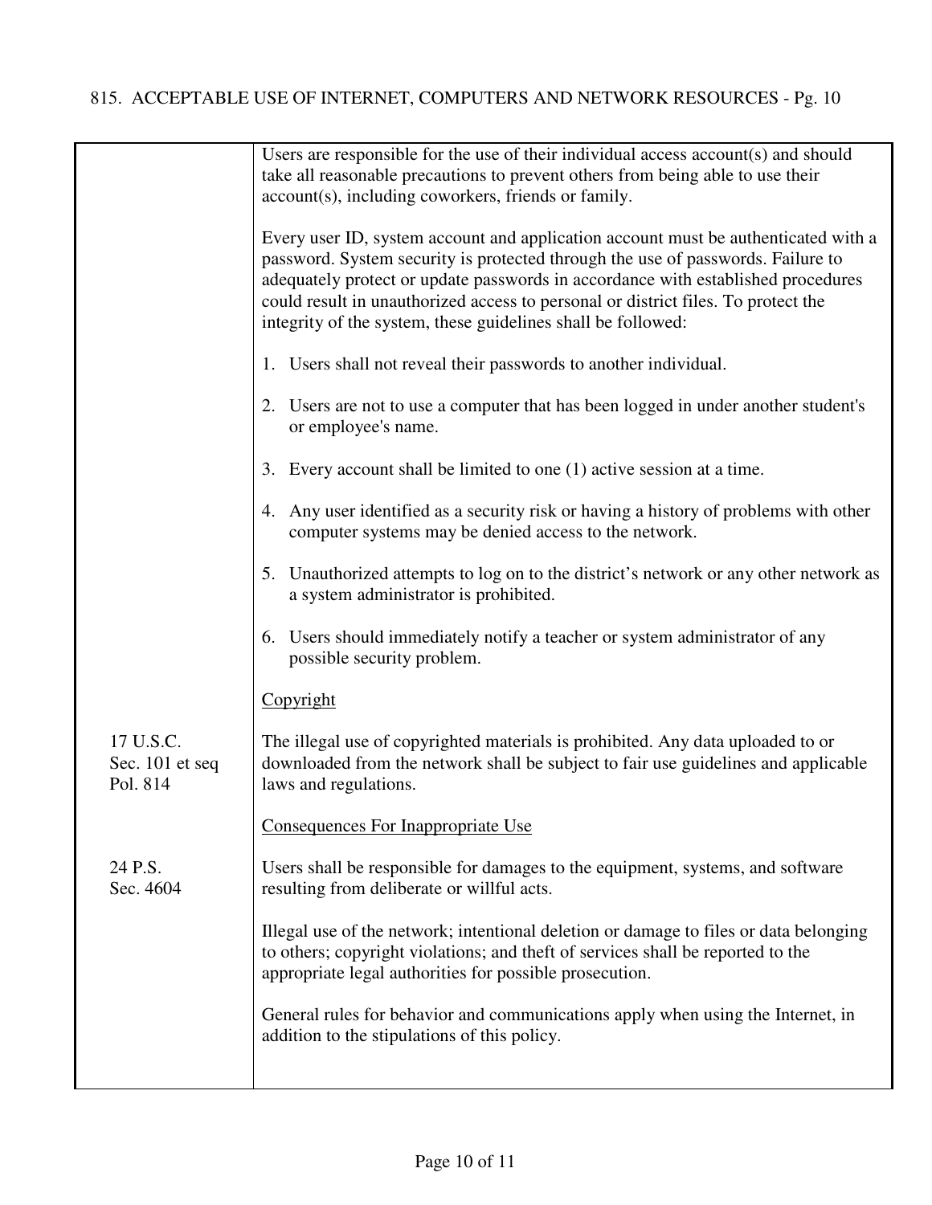Users are responsible for the use of their individual access account(s) and should take all reasonable precautions to prevent others from being able to use their account(s), including coworkers, friends or family.

Every user ID, system account and application account must be authenticated with a password. System security is protected through the use of passwords. Failure to adequately protect or update passwords in accordance with established procedures could result in unauthorized access to personal or district files. To protect the integrity of the system, these guidelines shall be followed:

1. Users shall not reveal their passwords to another individual.

2. Users are not to use a computer that has been logged in under another student's or employee's name.

3. Every account shall be limited to one (1) active session at a time.

4. Any user identified as a security risk or having a history of problems with other computer systems may be denied access to the network.

5. Unauthorized attempts to log on to the district's network or any other network as a system administrator is prohibited.

6. Users should immediately notify a teacher or system administrator of any possible security problem.

<u>Copyright</u>

17 U.S.C.
Sec. 101 et seq
Pol. 814

The illegal use of copyrighted materials is prohibited. Any data uploaded to or downloaded from the network shall be subject to fair use guidelines and applicable laws and regulations.

<u>Consequences For Inappropriate Use</u>

24 P.S.
Sec. 4604

Users shall be responsible for damages to the equipment, systems, and software resulting from deliberate or willful acts.

Illegal use of the network; intentional deletion or damage to files or data belonging to others; copyright violations; and theft of services shall be reported to the appropriate legal authorities for possible prosecution.

General rules for behavior and communications apply when using the Internet, in addition to the stipulations of this policy.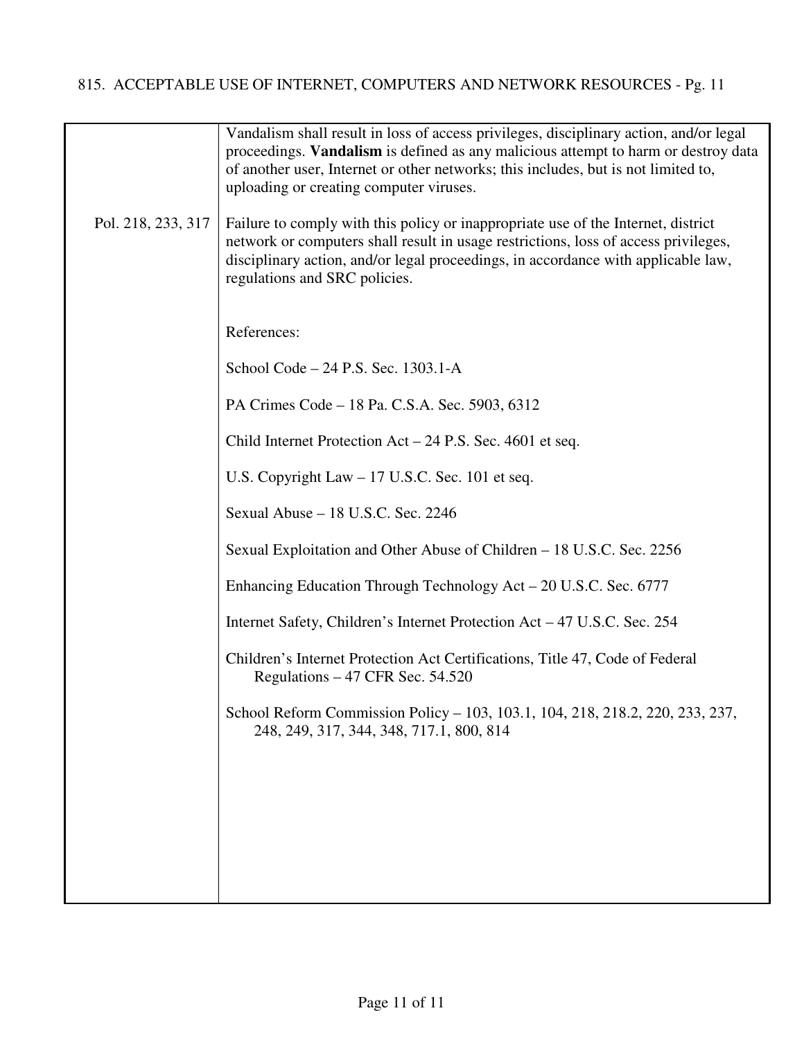| | |
|---|---|
| | Vandalism shall result in loss of access privileges, disciplinary action, and/or legal proceedings. **Vandalism** is defined as any malicious attempt to harm or destroy data of another user, Internet or other networks; this includes, but is not limited to, uploading or creating computer viruses. |
| Pol. 218, 233, 317 | Failure to comply with this policy or inappropriate use of the Internet, district network or computers shall result in usage restrictions, loss of access privileges, disciplinary action, and/or legal proceedings, in accordance with applicable law, regulations and SRC policies. |

References:

School Code – 24 P.S. Sec. 1303.1-A

PA Crimes Code – 18 Pa. C.S.A. Sec. 5903, 6312

Child Internet Protection Act – 24 P.S. Sec. 4601 et seq.

U.S. Copyright Law – 17 U.S.C. Sec. 101 et seq.

Sexual Abuse – 18 U.S.C. Sec. 2246

Sexual Exploitation and Other Abuse of Children – 18 U.S.C. Sec. 2256

Enhancing Education Through Technology Act – 20 U.S.C. Sec. 6777

Internet Safety, Children's Internet Protection Act – 47 U.S.C. Sec. 254

Children's Internet Protection Act Certifications, Title 47, Code of Federal Regulations – 47 CFR Sec. 54.520

School Reform Commission Policy – 103, 103.1, 104, 218, 218.2, 220, 233, 237, 248, 249, 317, 344, 348, 717.1, 800, 814